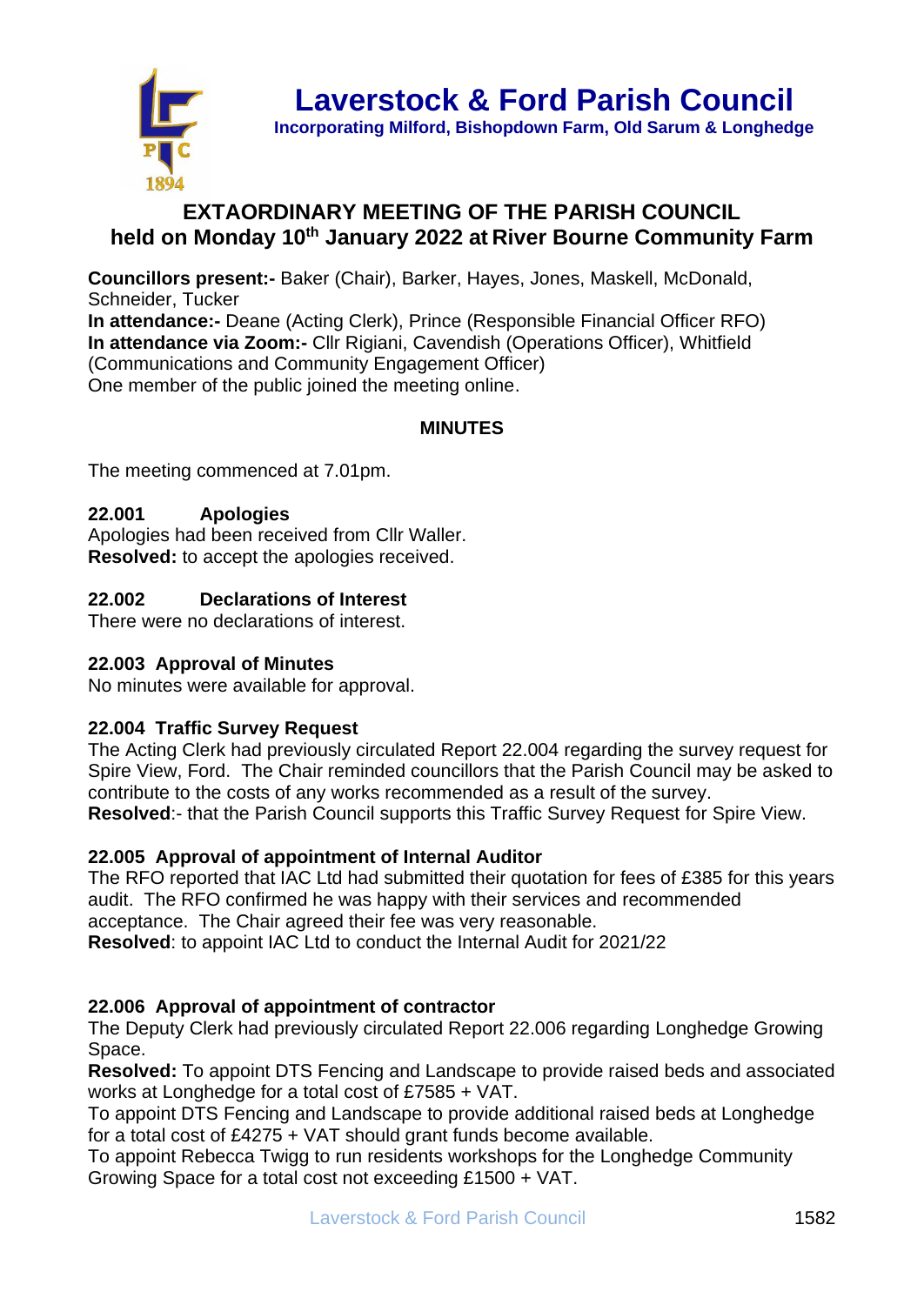# Laverstock & Ford Parish Council

**Incorporating Milford, Bishopdown Farm, Old Sarum & Longhedge**

## EXTAORDINARY MEETING OF THE PARISH COUNCIL held on Monday 10th January 2022 at River Bourne Community Farm

**Councillors present:-** Baker (Chair), Barker, Hayes, Jones, Maskell, McDonald, Schneider, Tucker
**In attendance:-** Deane (Acting Clerk), Prince (Responsible Financial Officer RFO)
**In attendance via Zoom:-** Cllr Rigiani, Cavendish (Operations Officer), Whitfield (Communications and Community Engagement Officer)
One member of the public joined the meeting online.

### MINUTES

The meeting commenced at 7.01pm.

**22.001 Apologies**
Apologies had been received from Cllr Waller.
**Resolved:** to accept the apologies received.

**22.002 Declarations of Interest**
There were no declarations of interest.

**22.003 Approval of Minutes**
No minutes were available for approval.

**22.004 Traffic Survey Request**
The Acting Clerk had previously circulated Report 22.004 regarding the survey request for Spire View, Ford. The Chair reminded councillors that the Parish Council may be asked to contribute to the costs of any works recommended as a result of the survey.
**Resolved**:- that the Parish Council supports this Traffic Survey Request for Spire View.

**22.005 Approval of appointment of Internal Auditor**
The RFO reported that IAC Ltd had submitted their quotation for fees of £385 for this years audit. The RFO confirmed he was happy with their services and recommended acceptance. The Chair agreed their fee was very reasonable.
**Resolved**: to appoint IAC Ltd to conduct the Internal Audit for 2021/22

**22.006 Approval of appointment of contractor**
The Deputy Clerk had previously circulated Report 22.006 regarding Longhedge Growing Space.
**Resolved:** To appoint DTS Fencing and Landscape to provide raised beds and associated works at Longhedge for a total cost of £7585 + VAT.
To appoint DTS Fencing and Landscape to provide additional raised beds at Longhedge for a total cost of £4275 + VAT should grant funds become available.
To appoint Rebecca Twigg to run residents workshops for the Longhedge Community Growing Space for a total cost not exceeding £1500 + VAT.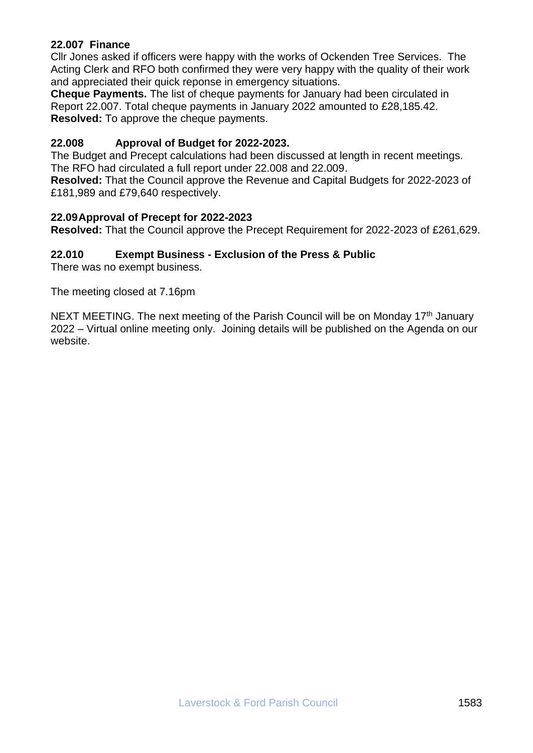**22.007 Finance**

Cllr Jones asked if officers were happy with the works of Ockenden Tree Services. The Acting Clerk and RFO both confirmed they were very happy with the quality of their work and appreciated their quick reponse in emergency situations.

**Cheque Payments.** The list of cheque payments for January had been circulated in Report 22.007. Total cheque payments in January 2022 amounted to £28,185.42.

**Resolved:** To approve the cheque payments.

**22.008 Approval of Budget for 2022-2023.**

The Budget and Precept calculations had been discussed at length in recent meetings. The RFO had circulated a full report under 22.008 and 22.009.

**Resolved:** That the Council approve the Revenue and Capital Budgets for 2022-2023 of £181,989 and £79,640 respectively.

**22.09 Approval of Precept for 2022-2023**

**Resolved:** That the Council approve the Precept Requirement for 2022-2023 of £261,629.

**22.010 Exempt Business - Exclusion of the Press & Public**

There was no exempt business.

The meeting closed at 7.16pm

NEXT MEETING. The next meeting of the Parish Council will be on Monday 17th January 2022 – Virtual online meeting only. Joining details will be published on the Agenda on our website.